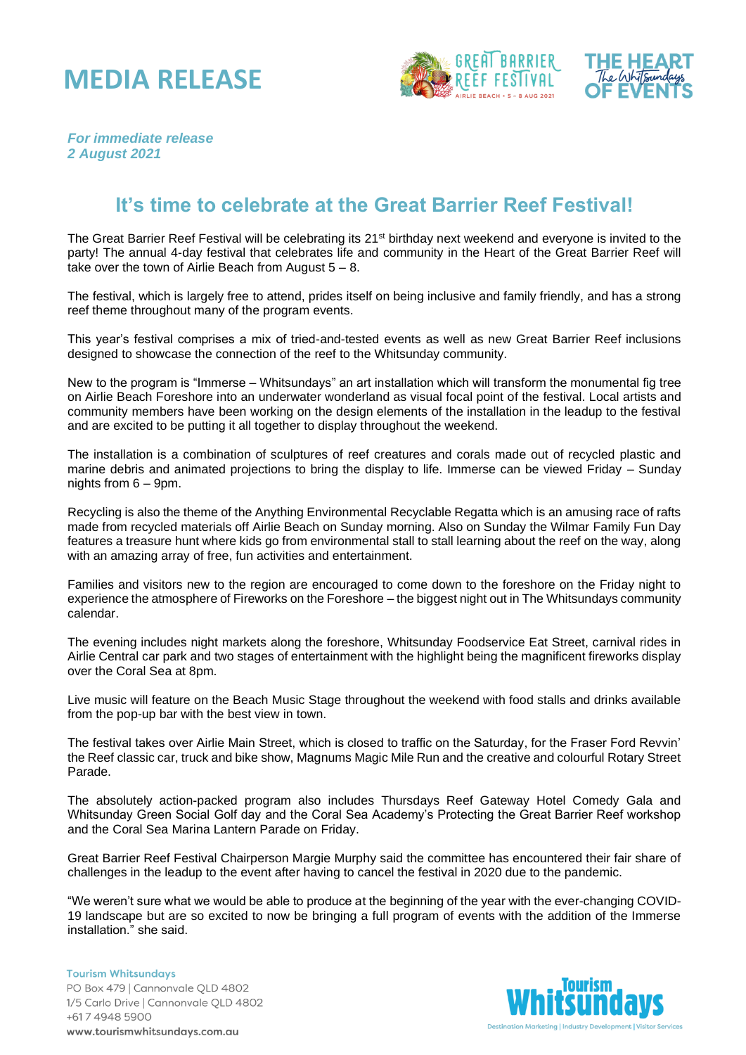# MEDIA RELEASE

***For immediate release***
***2 August 2021***

## It's time to celebrate at the Great Barrier Reef Festival!

The Great Barrier Reef Festival will be celebrating its 21st birthday next weekend and everyone is invited to the party! The annual 4-day festival that celebrates life and community in the Heart of the Great Barrier Reef will take over the town of Airlie Beach from August 5 – 8.

The festival, which is largely free to attend, prides itself on being inclusive and family friendly, and has a strong reef theme throughout many of the program events.

This year's festival comprises a mix of tried-and-tested events as well as new Great Barrier Reef inclusions designed to showcase the connection of the reef to the Whitsunday community.

New to the program is "Immerse – Whitsundays" an art installation which will transform the monumental fig tree on Airlie Beach Foreshore into an underwater wonderland as visual focal point of the festival. Local artists and community members have been working on the design elements of the installation in the leadup to the festival and are excited to be putting it all together to display throughout the weekend.

The installation is a combination of sculptures of reef creatures and corals made out of recycled plastic and marine debris and animated projections to bring the display to life. Immerse can be viewed Friday – Sunday nights from 6 – 9pm.

Recycling is also the theme of the Anything Environmental Recyclable Regatta which is an amusing race of rafts made from recycled materials off Airlie Beach on Sunday morning. Also on Sunday the Wilmar Family Fun Day features a treasure hunt where kids go from environmental stall to stall learning about the reef on the way, along with an amazing array of free, fun activities and entertainment.

Families and visitors new to the region are encouraged to come down to the foreshore on the Friday night to experience the atmosphere of Fireworks on the Foreshore – the biggest night out in The Whitsundays community calendar.

The evening includes night markets along the foreshore, Whitsunday Foodservice Eat Street, carnival rides in Airlie Central car park and two stages of entertainment with the highlight being the magnificent fireworks display over the Coral Sea at 8pm.

Live music will feature on the Beach Music Stage throughout the weekend with food stalls and drinks available from the pop-up bar with the best view in town.

The festival takes over Airlie Main Street, which is closed to traffic on the Saturday, for the Fraser Ford Revvin' the Reef classic car, truck and bike show, Magnums Magic Mile Run and the creative and colourful Rotary Street Parade.

The absolutely action-packed program also includes Thursdays Reef Gateway Hotel Comedy Gala and Whitsunday Green Social Golf day and the Coral Sea Academy's Protecting the Great Barrier Reef workshop and the Coral Sea Marina Lantern Parade on Friday.

Great Barrier Reef Festival Chairperson Margie Murphy said the committee has encountered their fair share of challenges in the leadup to the event after having to cancel the festival in 2020 due to the pandemic.

"We weren't sure what we would be able to produce at the beginning of the year with the ever-changing COVID-19 landscape but are so excited to now be bringing a full program of events with the addition of the Immerse installation." she said.

**Tourism Whitsundays**
PO Box 479 | Cannonvale QLD 4802
1/5 Carlo Drive | Cannonvale QLD 4802
+61 7 4948 5900
**www.tourismwhitsundays.com.au**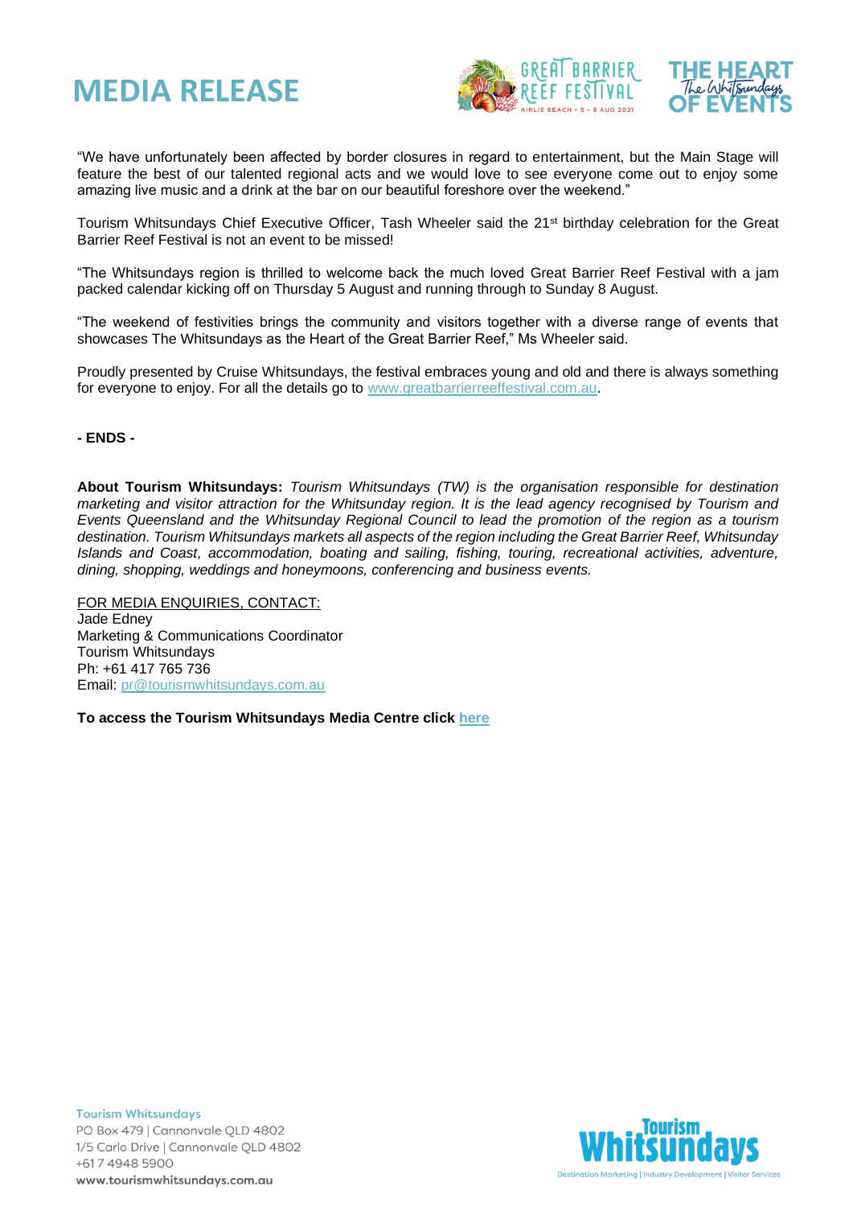"We have unfortunately been affected by border closures in regard to entertainment, but the Main Stage will feature the best of our talented regional acts and we would love to see everyone come out to enjoy some amazing live music and a drink at the bar on our beautiful foreshore over the weekend."

Tourism Whitsundays Chief Executive Officer, Tash Wheeler said the 21st birthday celebration for the Great Barrier Reef Festival is not an event to be missed!

"The Whitsundays region is thrilled to welcome back the much loved Great Barrier Reef Festival with a jam packed calendar kicking off on Thursday 5 August and running through to Sunday 8 August.

"The weekend of festivities brings the community and visitors together with a diverse range of events that showcases The Whitsundays as the Heart of the Great Barrier Reef," Ms Wheeler said.

Proudly presented by Cruise Whitsundays, the festival embraces young and old and there is always something for everyone to enjoy. For all the details go to [www.greatbarrierreeffestival.com.au](http://www.greatbarrierreeffestival.com.au).

**- ENDS -**

**About Tourism Whitsundays:** *Tourism Whitsundays (TW) is the organisation responsible for destination marketing and visitor attraction for the Whitsunday region. It is the lead agency recognised by Tourism and Events Queensland and the Whitsunday Regional Council to lead the promotion of the region as a tourism destination. Tourism Whitsundays markets all aspects of the region including the Great Barrier Reef, Whitsunday Islands and Coast, accommodation, boating and sailing, fishing, touring, recreational activities, adventure, dining, shopping, weddings and honeymoons, conferencing and business events.*

<u>FOR MEDIA ENQUIRIES, CONTACT:</u>
Jade Edney
Marketing & Communications Coordinator
Tourism Whitsundays
Ph: +61 417 765 736
Email: [pr@tourismwhitsundays.com.au](mailto:pr@tourismwhitsundays.com.au)

**To access the Tourism Whitsundays Media Centre click here**